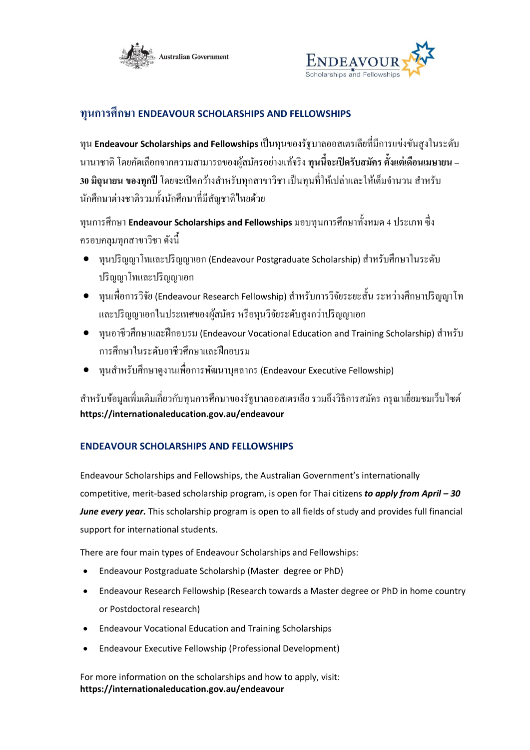Australian Government

ENDEAVOUR Scholarships and Fellowships

## ทุนการศึกษา ENDEAVOUR SCHOLARSHIPS AND FELLOWSHIPS

ทุน **Endeavour Scholarships and Fellowships** เป็นทุนของรัฐบาลออสเตรเลียที่มีการแข่งขันสูงในระดับนานาชาติ โดยคัดเลือกจากความสามารถของผู้สมัครอย่างแท้จริง **ทุนนี้จะเปิดรับสมัคร ตั้งแต่เดือนเมษายน – 30 มิถุนายน ของทุกปี** โดยจะเปิดกว้างสำหรับทุกสาขาวิชา เป็นทุนที่ให้เปล่าและให้เต็มจำนวน สำหรับนักศึกษาต่างชาติรวมทั้งนักศึกษาที่มีสัญชาติไทยด้วย

ทุนการศึกษา **Endeavour Scholarships and Fellowships** มอบทุนการศึกษาทั้งหมด 4 ประเภท ซึ่งครอบคลุมทุกสาขาวิชา ดังนี้

- ทุนปริญญาโทและปริญญาเอก (Endeavour Postgraduate Scholarship) สำหรับศึกษาในระดับปริญญาโทและปริญญาเอก
- ทุนเพื่อการวิจัย (Endeavour Research Fellowship) สำหรับการวิจัยระยะสั้น ระหว่างศึกษาปริญญาโทและปริญญาเอกในประเทศของผู้สมัคร หรือทุนวิจัยระดับสูงกว่าปริญญาเอก
- ทุนอาชีวศึกษาและฝึกอบรม (Endeavour Vocational Education and Training Scholarship) สำหรับการศึกษาในระดับอาชีวศึกษาและฝึกอบรม
- ทุนสำหรับศึกษาดูงานเพื่อการพัฒนาบุคลากร (Endeavour Executive Fellowship)

สำหรับข้อมูลเพิ่มเติมเกี่ยวกับทุนการศึกษาของรัฐบาลออสเตรเลีย รวมถึงวิธีการสมัคร กรุณาเยี่ยมชมเว็บไซต์ **https://internationaleducation.gov.au/endeavour**

## ENDEAVOUR SCHOLARSHIPS AND FELLOWSHIPS

Endeavour Scholarships and Fellowships, the Australian Government's internationally competitive, merit-based scholarship program, is open for Thai citizens ***to apply from April – 30 June every year***. This scholarship program is open to all fields of study and provides full financial support for international students.

There are four main types of Endeavour Scholarships and Fellowships:

- Endeavour Postgraduate Scholarship (Master degree or PhD)
- Endeavour Research Fellowship (Research towards a Master degree or PhD in home country or Postdoctoral research)
- Endeavour Vocational Education and Training Scholarships
- Endeavour Executive Fellowship (Professional Development)

For more information on the scholarships and how to apply, visit:
**https://internationaleducation.gov.au/endeavour**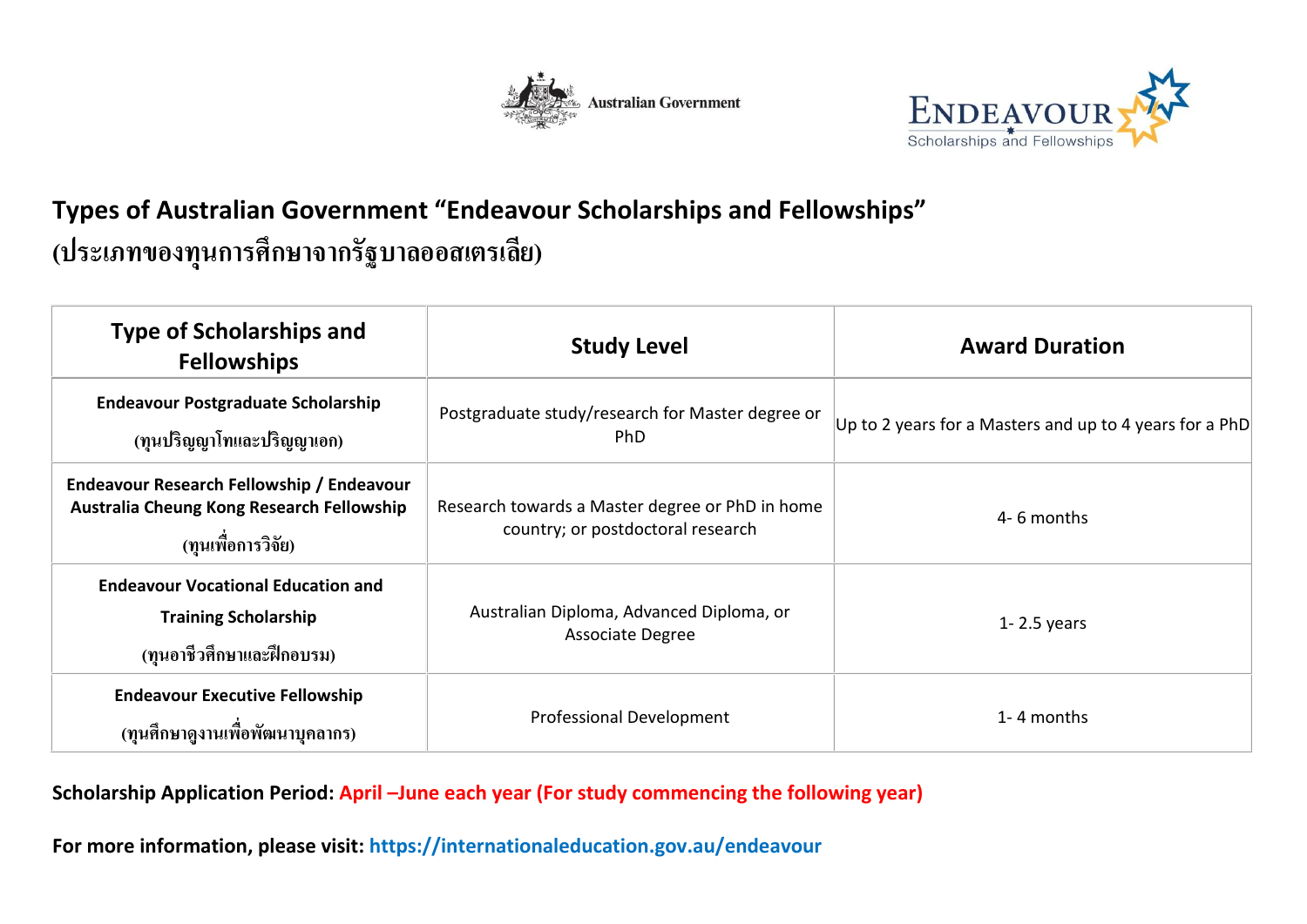Australian Government

ENDEAVOUR Scholarships and Fellowships

## Types of Australian Government "Endeavour Scholarships and Fellowships"
## (ประเภทของทุนการศึกษาจากรัฐบาลออสเตรเลีย)

| Type of Scholarships and Fellowships | Study Level | Award Duration |
| --- | --- | --- |
| **Endeavour Postgraduate Scholarship** (ทุนปริญญาโทและปริญญาเอก) | Postgraduate study/research for Master degree or PhD | Up to 2 years for a Masters and up to 4 years for a PhD |
| **Endeavour Research Fellowship / Endeavour Australia Cheung Kong Research Fellowship** (ทุนเพื่อการวิจัย) | Research towards a Master degree or PhD in home country; or postdoctoral research | 4- 6 months |
| **Endeavour Vocational Education and Training Scholarship** (ทุนอาชีวศึกษาและฝึกอบรม) | Australian Diploma, Advanced Diploma, or Associate Degree | 1- 2.5 years |
| **Endeavour Executive Fellowship** (ทุนศึกษาดูงานเพื่อพัฒนาบุคลากร) | Professional Development | 1- 4 months |

**Scholarship Application Period: April –June each year (For study commencing the following year)**

**For more information, please visit: https://internationaleducation.gov.au/endeavour**